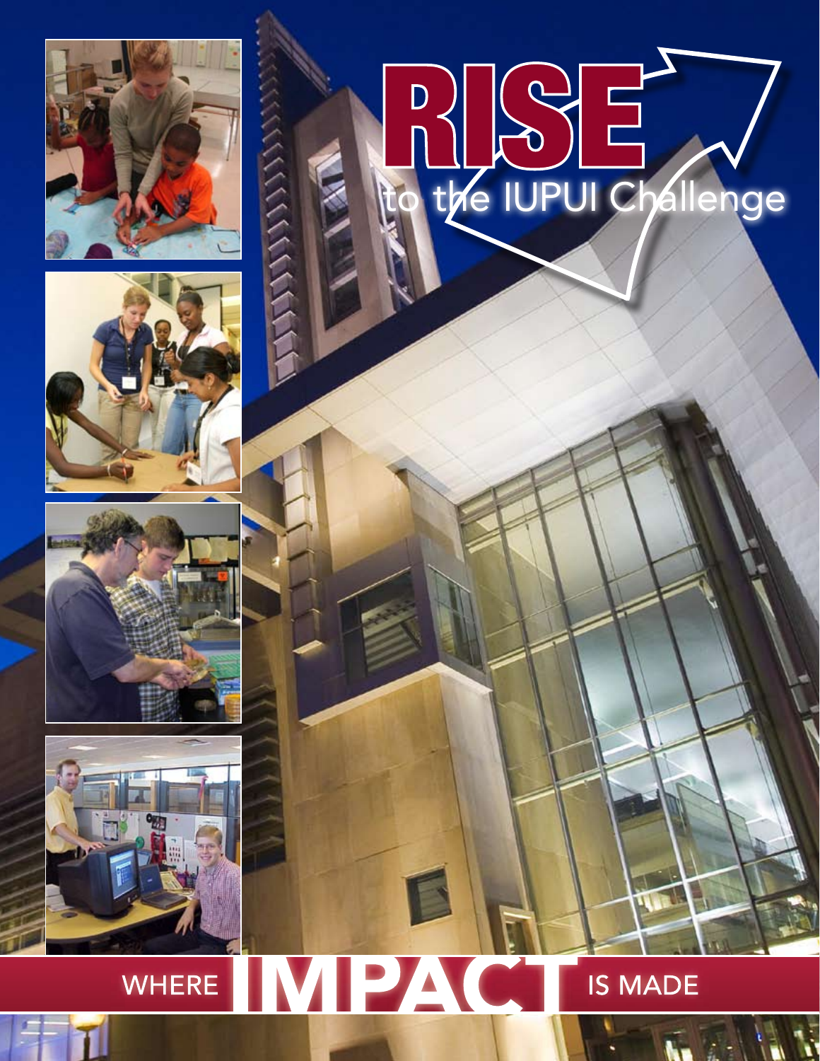# RISE

## to the IUPUI Challenge

WHERE **IMPACT** IS MADE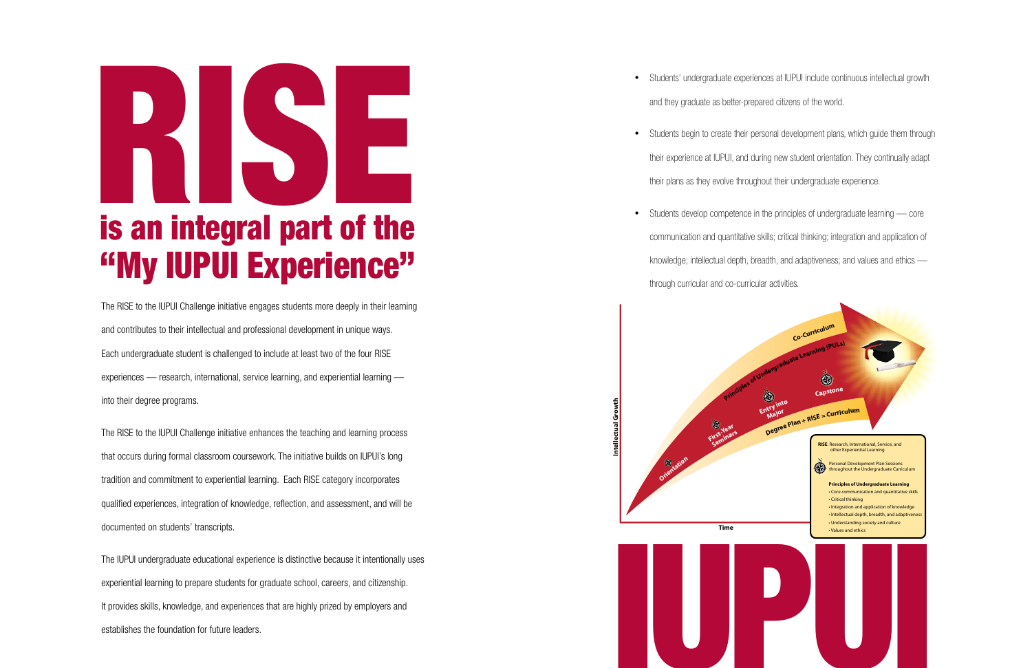# RISE is an integral part of the "My IUPUI Experience"

The RISE to the IUPUI Challenge initiative engages students more deeply in their learning and contributes to their intellectual and professional development in unique ways. Each undergraduate student is challenged to include at least two of the four RISE experiences — research, international, service learning, and experiential learning — into their degree programs.

The RISE to the IUPUI Challenge initiative enhances the teaching and learning process that occurs during formal classroom coursework. The initiative builds on IUPUI's long tradition and commitment to experiential learning. Each RISE category incorporates qualified experiences, integration of knowledge, reflection, and assessment, and will be documented on students' transcripts.

The IUPUI undergraduate educational experience is distinctive because it intentionally uses experiential learning to prepare students for graduate school, careers, and citizenship. It provides skills, knowledge, and experiences that are highly prized by employers and establishes the foundation for future leaders.

- Students' undergraduate experiences at IUPUI include continuous intellectual growth and they graduate as better-prepared citizens of the world.
- Students begin to create their personal development plans, which guide them through their experience at IUPUI, and during new student orientation. They continually adapt their plans as they evolve throughout their undergraduate experience.
- Students develop competence in the principles of undergraduate learning — core communication and quantitative skills; critical thinking; integration and application of knowledge; intellectual depth, breadth, and adaptiveness; and values and ethics — through curricular and co-curricular activities.

Intellectual Growth

Time

Orientation

First-Year Seminars

Entry into Major

Capstone

Co-Curriculum

Principles of Undergraduate Learning (PULs)

Degree Plan + RISE = Curriculum

**RISE**: Research, International, Service, and other Experiential Learning

Personal Development Plan Sessions throughout the Undergraduate Curriculum

**Principles of Undergraduate Learning**

- Core communication and quantitative skills
- Critical thinking
- Integration and application of knowledge
- Intellectual depth, breadth, and adaptiveness
- Understanding society and culture
- Values and ethics

# IUPUI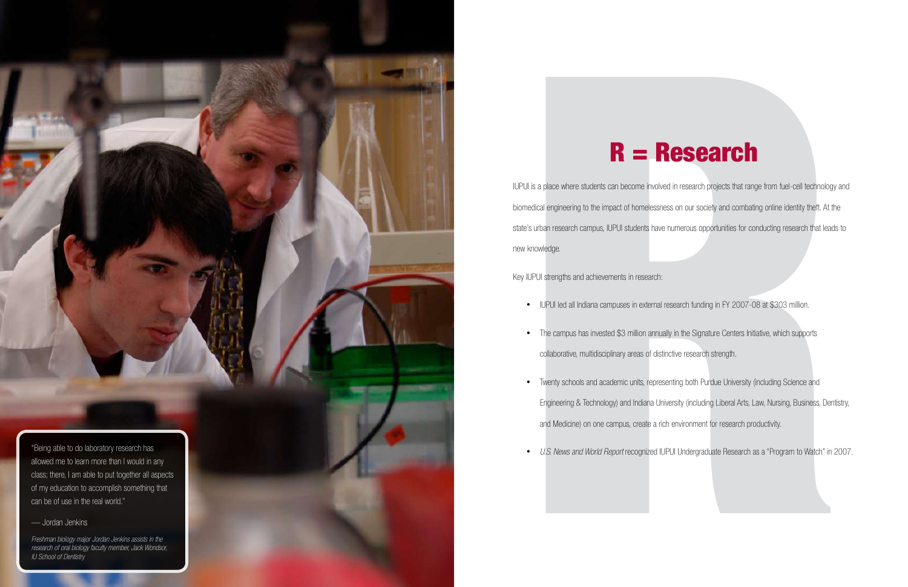"Being able to do laboratory research has allowed me to learn more than I would in any class; there, I am able to put together all aspects of my education to accomplish something that can be of use in the real world."

— Jordan Jenkins

*Freshman biology major Jordan Jenkins assists in the research of oral biology faculty member, Jack Wondsor, IU School of Dentistry*

# R = Research

IUPUI is a place where students can become involved in research projects that range from fuel-cell technology and biomedical engineering to the impact of homelessness on our society and combating online identity theft. At the state's urban research campus, IUPUI students have numerous opportunities for conducting research that leads to new knowledge.

Key IUPUI strengths and achievements in research:

- IUPUI led all Indiana campuses in external research funding in FY 2007-08 at $303 million.
- The campus has invested $3 million annually in the Signature Centers Initiative, which supports collaborative, multidisciplinary areas of distinctive research strength.
- Twenty schools and academic units, representing both Purdue University (including Science and Engineering & Technology) and Indiana University (including Liberal Arts, Law, Nursing, Business, Dentistry, and Medicine) on one campus, create a rich environment for research productivity.
- *U.S. News and World Report* recognized IUPUI Undergraduate Research as a "Program to Watch" in 2007.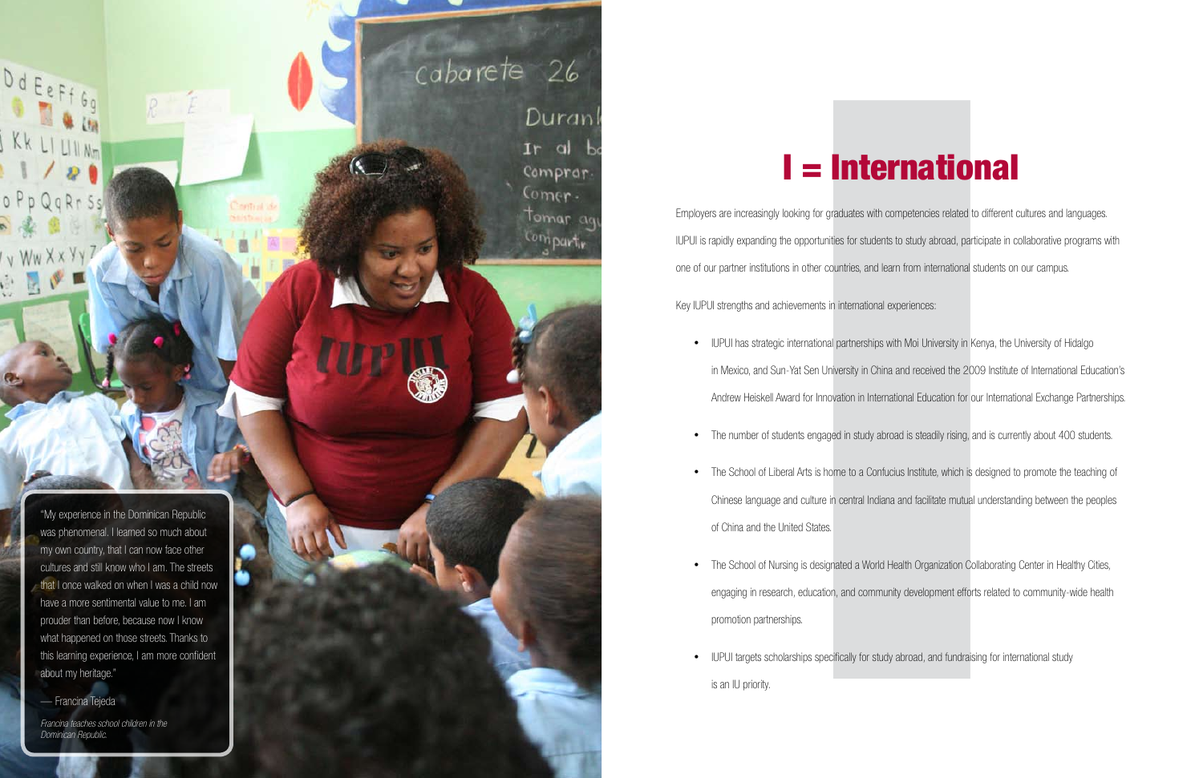"My experience in the Dominican Republic was phenomenal. I learned so much about my own country, that I can now face other cultures and still know who I am. The streets that I once walked on when I was a child now have a more sentimental value to me. I am prouder than before, because now I know what happened on those streets. Thanks to this learning experience, I am more confident about my heritage."

— Francina Tejeda

*Francina teaches school children in the Dominican Republic.*

# I = International

Employers are increasingly looking for graduates with competencies related to different cultures and languages. IUPUI is rapidly expanding the opportunities for students to study abroad, participate in collaborative programs with one of our partner institutions in other countries, and learn from international students on our campus.

Key IUPUI strengths and achievements in international experiences:

- IUPUI has strategic international partnerships with Moi University in Kenya, the University of Hidalgo in Mexico, and Sun-Yat Sen University in China and received the 2009 Institute of International Education's Andrew Heiskell Award for Innovation in International Education for our International Exchange Partnerships.
- The number of students engaged in study abroad is steadily rising, and is currently about 400 students.
- The School of Liberal Arts is home to a Confucius Institute, which is designed to promote the teaching of Chinese language and culture in central Indiana and facilitate mutual understanding between the peoples of China and the United States.
- The School of Nursing is designated a World Health Organization Collaborating Center in Healthy Cities, engaging in research, education, and community development efforts related to community-wide health promotion partnerships.
- IUPUI targets scholarships specifically for study abroad, and fundraising for international study is an IU priority.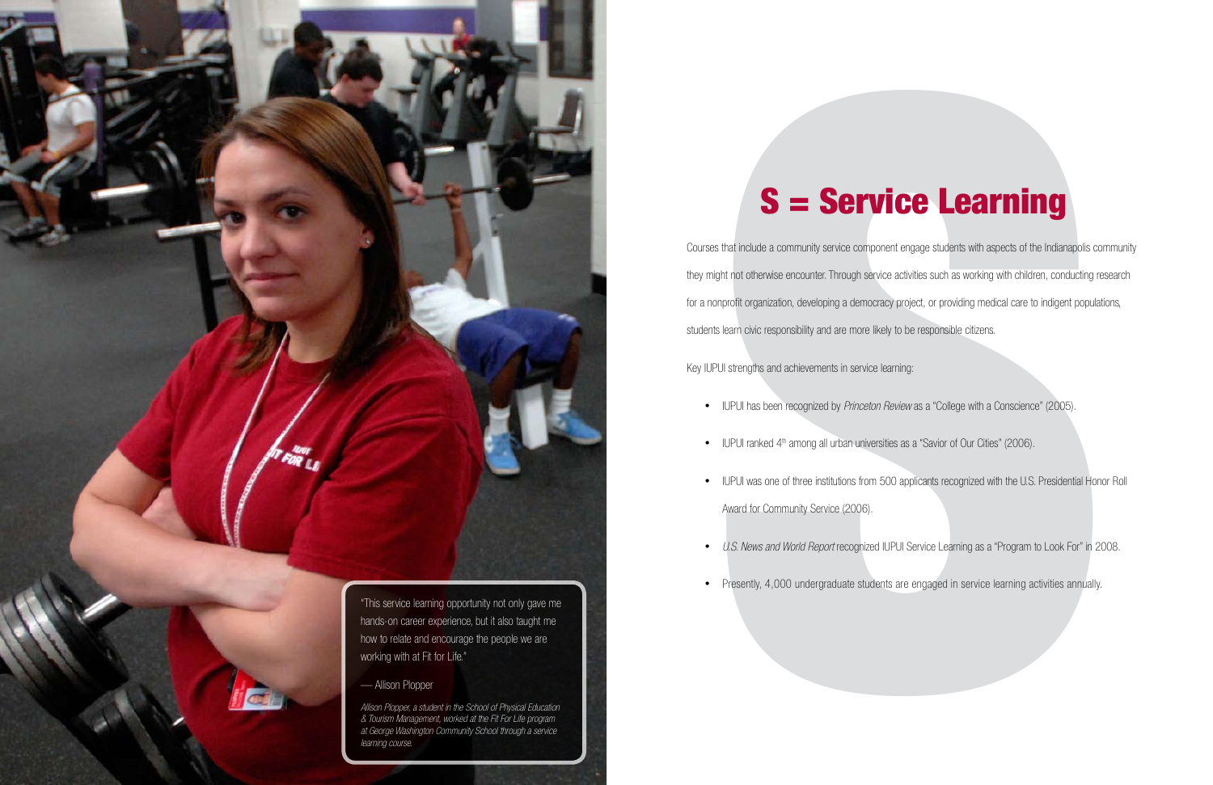"This service learning opportunity not only gave me hands-on career experience, but it also taught me how to relate and encourage the people we are working with at Fit for Life."

— Allison Plopper

*Allison Plopper, a student in the School of Physical Education & Tourism Management, worked at the Fit For Life program at George Washington Community School through a service learning course.*

# S = Service Learning

Courses that include a community service component engage students with aspects of the Indianapolis community they might not otherwise encounter. Through service activities such as working with children, conducting research for a nonprofit organization, developing a democracy project, or providing medical care to indigent populations, students learn civic responsibility and are more likely to be responsible citizens.

Key IUPUI strengths and achievements in service learning:

- IUPUI has been recognized by *Princeton Review* as a "College with a Conscience" (2005).
- IUPUI ranked 4th among all urban universities as a "Savior of Our Cities" (2006).
- IUPUI was one of three institutions from 500 applicants recognized with the U.S. Presidential Honor Roll Award for Community Service (2006).
- *U.S. News and World Report* recognized IUPUI Service Learning as a "Program to Look For" in 2008.
- Presently, 4,000 undergraduate students are engaged in service learning activities annually.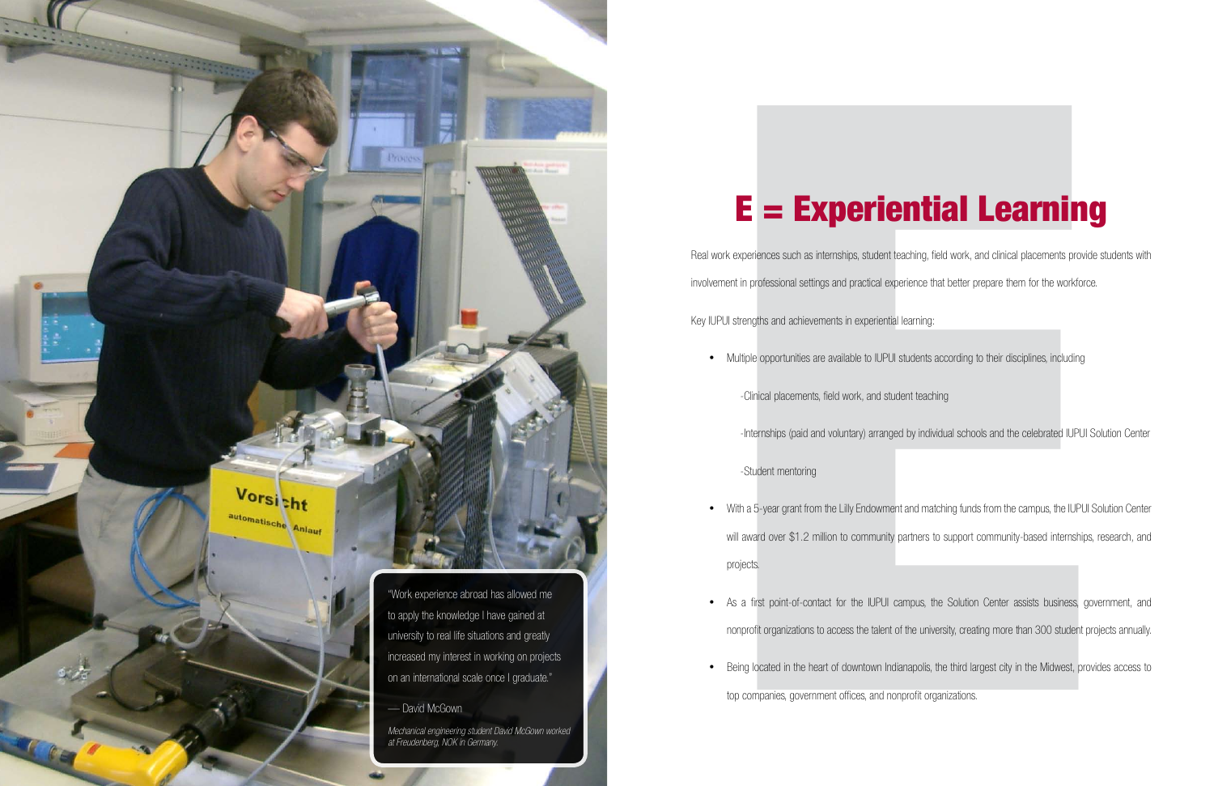# E = Experiential Learning

Real work experiences such as internships, student teaching, field work, and clinical placements provide students with involvement in professional settings and practical experience that better prepare them for the workforce.

Key IUPUI strengths and achievements in experiential learning:

- Multiple opportunities are available to IUPUI students according to their disciplines, including
  - -Clinical placements, field work, and student teaching
  - -Internships (paid and voluntary) arranged by individual schools and the celebrated IUPUI Solution Center
  - -Student mentoring
- With a 5-year grant from the Lilly Endowment and matching funds from the campus, the IUPUI Solution Center will award over $1.2 million to community partners to support community-based internships, research, and projects.
- As a first point-of-contact for the IUPUI campus, the Solution Center assists business, government, and nonprofit organizations to access the talent of the university, creating more than 300 student projects annually.
- Being located in the heart of downtown Indianapolis, the third largest city in the Midwest, provides access to top companies, government offices, and nonprofit organizations.

"Work experience abroad has allowed me to apply the knowledge I have gained at university to real life situations and greatly increased my interest in working on projects on an international scale once I graduate."

— David McGown

*Mechanical engineering student David McGown worked at Freudenberg, NOK in Germany.*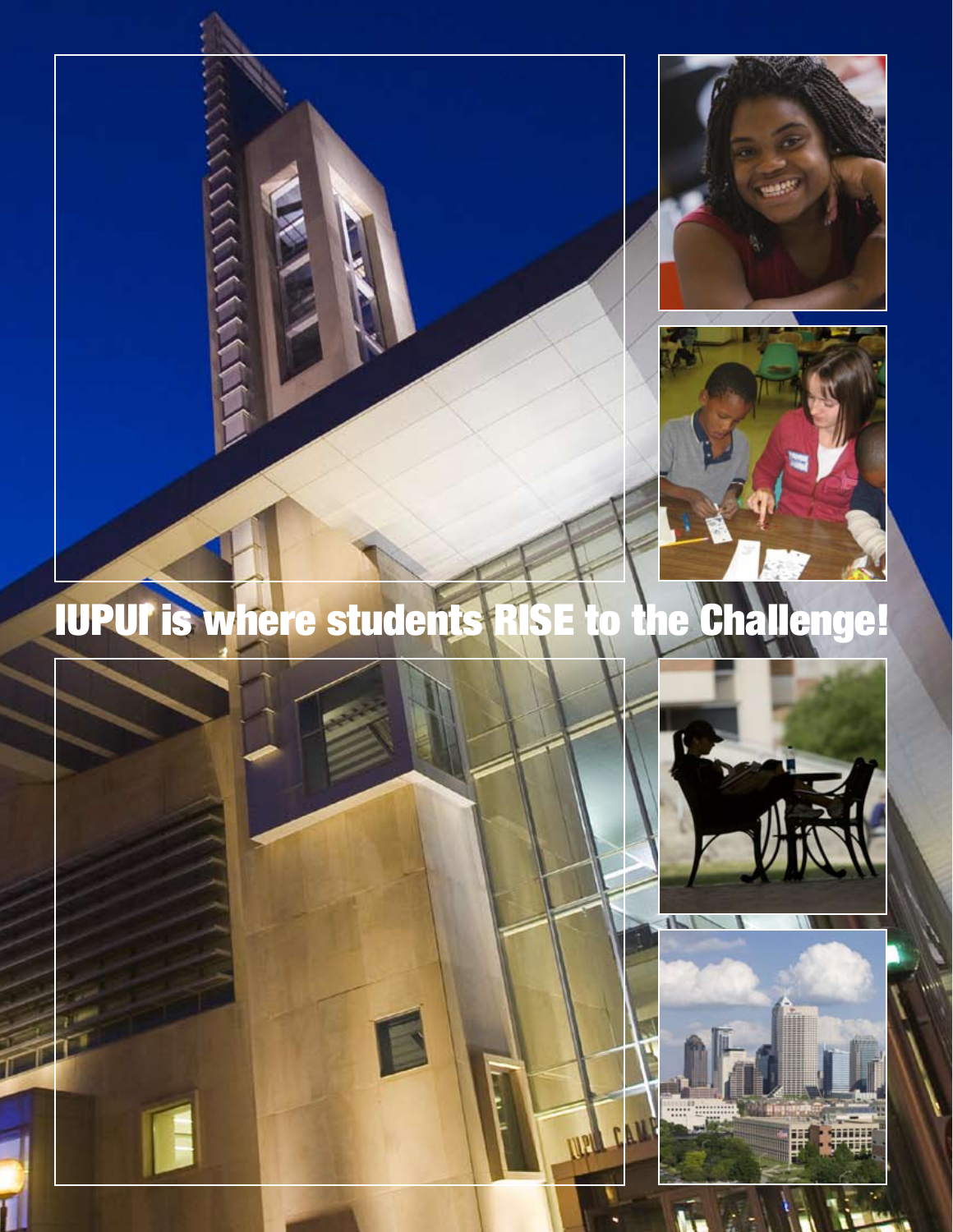IUPUI is where students RISE to the Challenge!